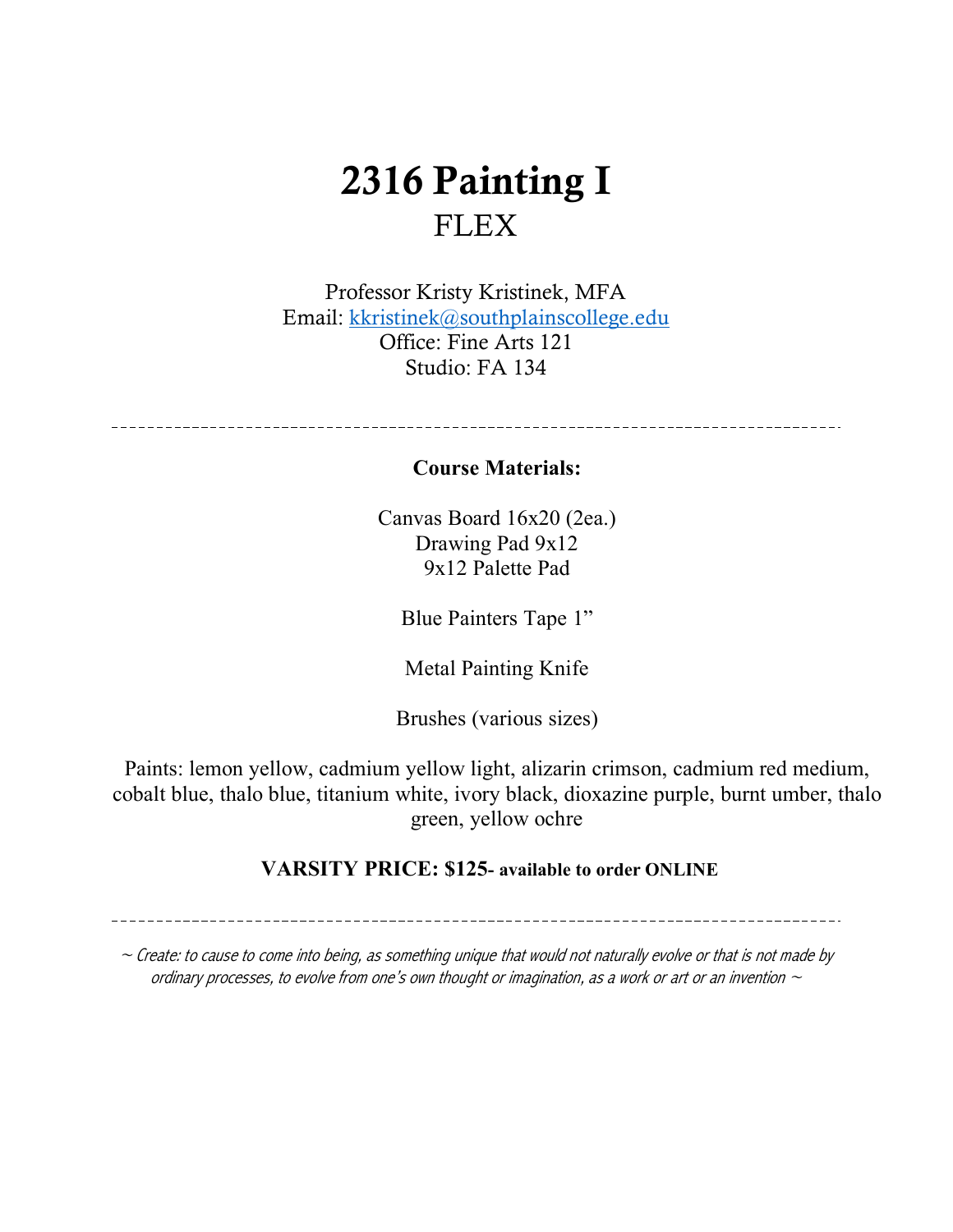# 2316 Painting I

## FLEX

Professor Kristy Kristinek, MFA
Email: [kkristinek@southplainscollege.edu](mailto:kkristinek@southplainscollege.edu)
Office: Fine Arts 121
Studio: FA 134

---

**Course Materials:**

Canvas Board 16x20 (2ea.)
Drawing Pad 9x12
9x12 Palette Pad

Blue Painters Tape 1"

Metal Painting Knife

Brushes (various sizes)

Paints: lemon yellow, cadmium yellow light, alizarin crimson, cadmium red medium, cobalt blue, thalo blue, titanium white, ivory black, dioxazine purple, burnt umber, thalo green, yellow ochre

**VARSITY PRICE: $125- available to order ONLINE**

---

*~ Create: to cause to come into being, as something unique that would not naturally evolve or that is not made by ordinary processes, to evolve from one's own thought or imagination, as a work or art or an invention ~*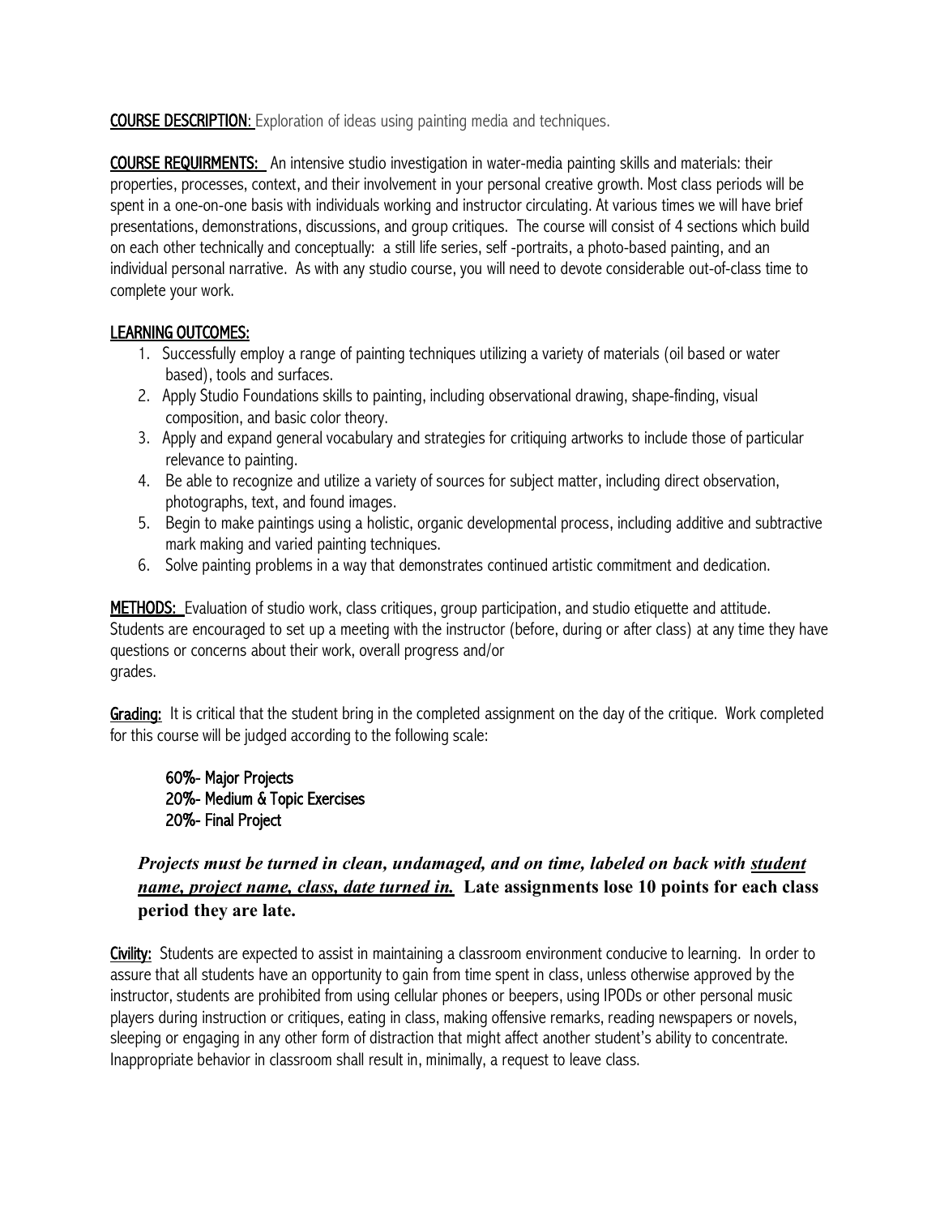**COURSE DESCRIPTION**: Exploration of ideas using painting media and techniques.

**COURSE REQUIRMENTS:** An intensive studio investigation in water-media painting skills and materials: their properties, processes, context, and their involvement in your personal creative growth. Most class periods will be spent in a one-on-one basis with individuals working and instructor circulating. At various times we will have brief presentations, demonstrations, discussions, and group critiques. The course will consist of 4 sections which build on each other technically and conceptually: a still life series, self -portraits, a photo-based painting, and an individual personal narrative. As with any studio course, you will need to devote considerable out-of-class time to complete your work.

**LEARNING OUTCOMES:**

1. Successfully employ a range of painting techniques utilizing a variety of materials (oil based or water based), tools and surfaces.
2. Apply Studio Foundations skills to painting, including observational drawing, shape-finding, visual composition, and basic color theory.
3. Apply and expand general vocabulary and strategies for critiquing artworks to include those of particular relevance to painting.
4. Be able to recognize and utilize a variety of sources for subject matter, including direct observation, photographs, text, and found images.
5. Begin to make paintings using a holistic, organic developmental process, including additive and subtractive mark making and varied painting techniques.
6. Solve painting problems in a way that demonstrates continued artistic commitment and dedication.

**METHODS:** Evaluation of studio work, class critiques, group participation, and studio etiquette and attitude. Students are encouraged to set up a meeting with the instructor (before, during or after class) at any time they have questions or concerns about their work, overall progress and/or grades.

**Grading:** It is critical that the student bring in the completed assignment on the day of the critique. Work completed for this course will be judged according to the following scale:

60%- Major Projects
20%- Medium & Topic Exercises
20%- Final Project

***Projects must be turned in clean, undamaged, and on time, labeled on back with student name, project name, class, date turned in.*** **Late assignments lose 10 points for each class period they are late.**

**Civility:** Students are expected to assist in maintaining a classroom environment conducive to learning. In order to assure that all students have an opportunity to gain from time spent in class, unless otherwise approved by the instructor, students are prohibited from using cellular phones or beepers, using IPODs or other personal music players during instruction or critiques, eating in class, making offensive remarks, reading newspapers or novels, sleeping or engaging in any other form of distraction that might affect another student's ability to concentrate. Inappropriate behavior in classroom shall result in, minimally, a request to leave class.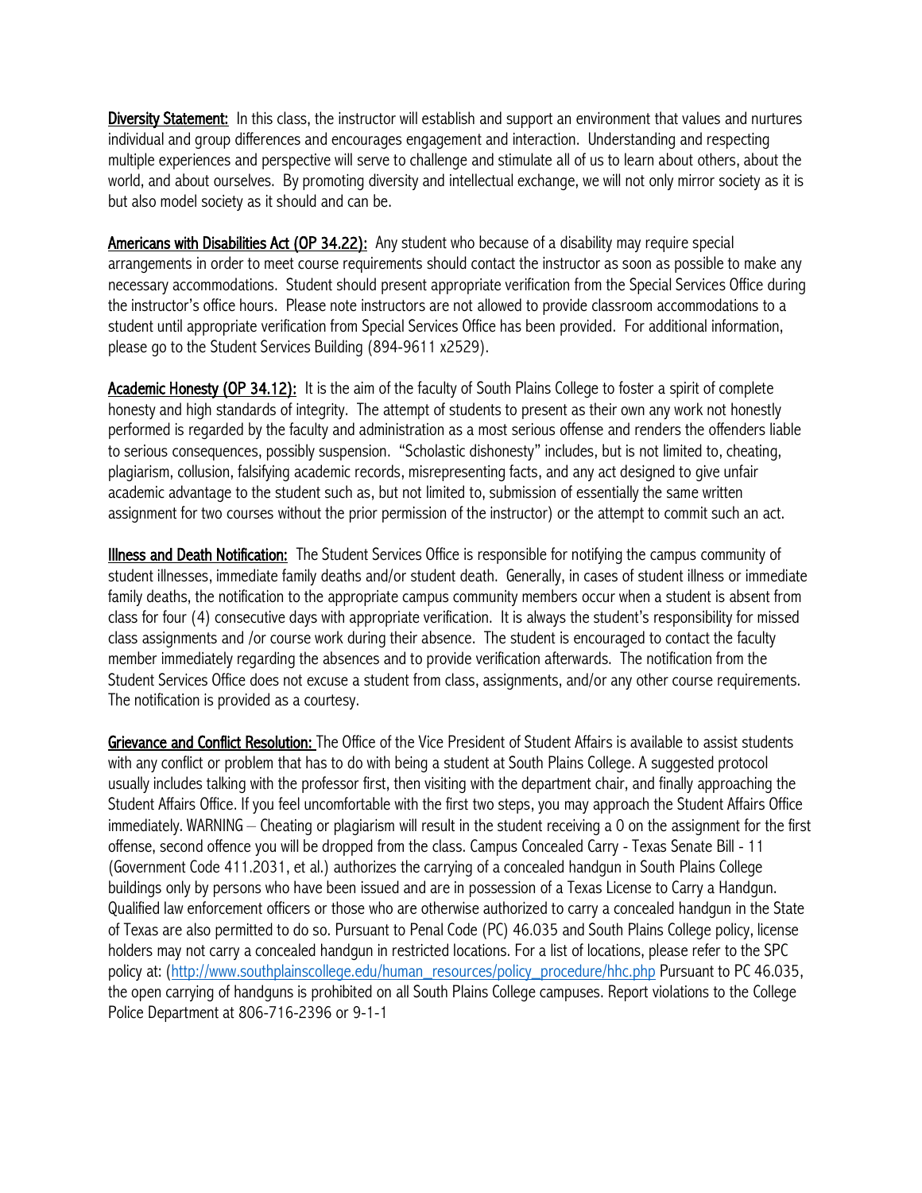**Diversity Statement:** In this class, the instructor will establish and support an environment that values and nurtures individual and group differences and encourages engagement and interaction. Understanding and respecting multiple experiences and perspective will serve to challenge and stimulate all of us to learn about others, about the world, and about ourselves. By promoting diversity and intellectual exchange, we will not only mirror society as it is but also model society as it should and can be.

**Americans with Disabilities Act (OP 34.22):** Any student who because of a disability may require special arrangements in order to meet course requirements should contact the instructor as soon as possible to make any necessary accommodations. Student should present appropriate verification from the Special Services Office during the instructor's office hours. Please note instructors are not allowed to provide classroom accommodations to a student until appropriate verification from Special Services Office has been provided. For additional information, please go to the Student Services Building (894-9611 x2529).

**Academic Honesty (OP 34.12):** It is the aim of the faculty of South Plains College to foster a spirit of complete honesty and high standards of integrity. The attempt of students to present as their own any work not honestly performed is regarded by the faculty and administration as a most serious offense and renders the offenders liable to serious consequences, possibly suspension. "Scholastic dishonesty" includes, but is not limited to, cheating, plagiarism, collusion, falsifying academic records, misrepresenting facts, and any act designed to give unfair academic advantage to the student such as, but not limited to, submission of essentially the same written assignment for two courses without the prior permission of the instructor) or the attempt to commit such an act.

**Illness and Death Notification:** The Student Services Office is responsible for notifying the campus community of student illnesses, immediate family deaths and/or student death. Generally, in cases of student illness or immediate family deaths, the notification to the appropriate campus community members occur when a student is absent from class for four (4) consecutive days with appropriate verification. It is always the student's responsibility for missed class assignments and /or course work during their absence. The student is encouraged to contact the faculty member immediately regarding the absences and to provide verification afterwards. The notification from the Student Services Office does not excuse a student from class, assignments, and/or any other course requirements. The notification is provided as a courtesy.

**Grievance and Conflict Resolution:** The Office of the Vice President of Student Affairs is available to assist students with any conflict or problem that has to do with being a student at South Plains College. A suggested protocol usually includes talking with the professor first, then visiting with the department chair, and finally approaching the Student Affairs Office. If you feel uncomfortable with the first two steps, you may approach the Student Affairs Office immediately. WARNING – Cheating or plagiarism will result in the student receiving a 0 on the assignment for the first offense, second offence you will be dropped from the class. Campus Concealed Carry - Texas Senate Bill - 11 (Government Code 411.2031, et al.) authorizes the carrying of a concealed handgun in South Plains College buildings only by persons who have been issued and are in possession of a Texas License to Carry a Handgun. Qualified law enforcement officers or those who are otherwise authorized to carry a concealed handgun in the State of Texas are also permitted to do so. Pursuant to Penal Code (PC) 46.035 and South Plains College policy, license holders may not carry a concealed handgun in restricted locations. For a list of locations, please refer to the SPC policy at: (http://www.southplainscollege.edu/human_resources/policy_procedure/hhc.php Pursuant to PC 46.035, the open carrying of handguns is prohibited on all South Plains College campuses. Report violations to the College Police Department at 806-716-2396 or 9-1-1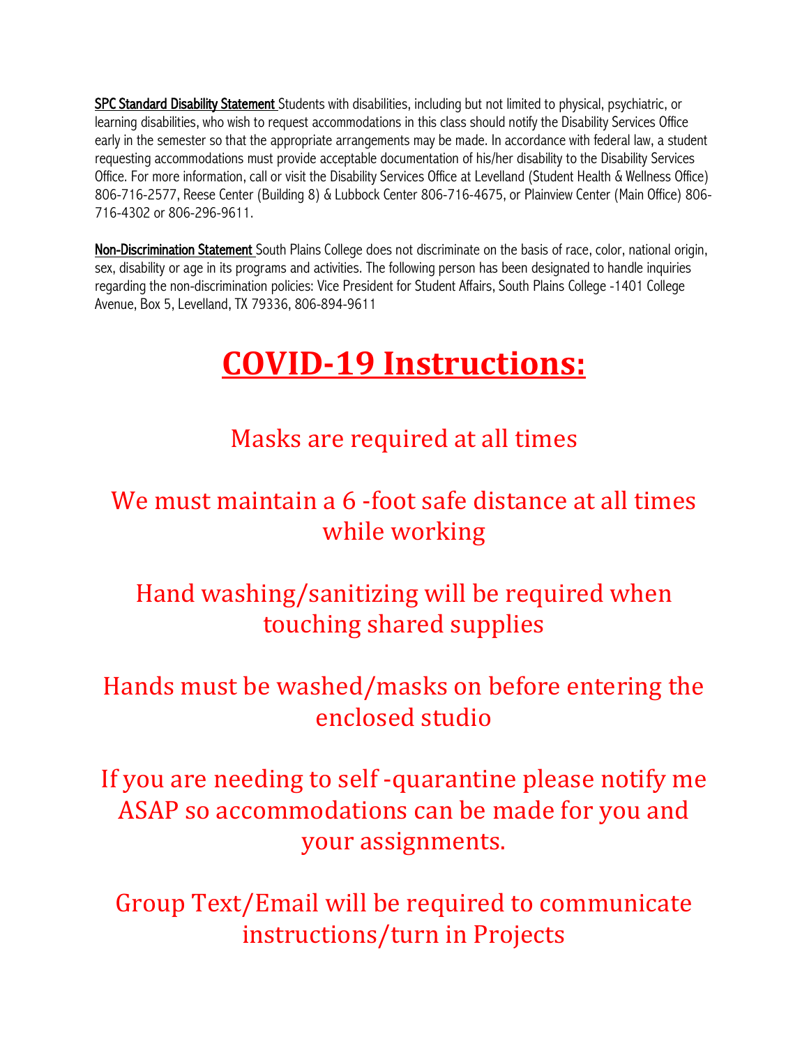**SPC Standard Disability Statement** Students with disabilities, including but not limited to physical, psychiatric, or learning disabilities, who wish to request accommodations in this class should notify the Disability Services Office early in the semester so that the appropriate arrangements may be made. In accordance with federal law, a student requesting accommodations must provide acceptable documentation of his/her disability to the Disability Services Office. For more information, call or visit the Disability Services Office at Levelland (Student Health & Wellness Office) 806-716-2577, Reese Center (Building 8) & Lubbock Center 806-716-4675, or Plainview Center (Main Office) 806-716-4302 or 806-296-9611.

**Non-Discrimination Statement** South Plains College does not discriminate on the basis of race, color, national origin, sex, disability or age in its programs and activities. The following person has been designated to handle inquiries regarding the non-discrimination policies: Vice President for Student Affairs, South Plains College -1401 College Avenue, Box 5, Levelland, TX 79336, 806-894-9611

# COVID-19 Instructions:

Masks are required at all times

We must maintain a 6 -foot safe distance at all times while working

Hand washing/sanitizing will be required when touching shared supplies

Hands must be washed/masks on before entering the enclosed studio

If you are needing to self -quarantine please notify me ASAP so accommodations can be made for you and your assignments.

Group Text/Email will be required to communicate instructions/turn in Projects